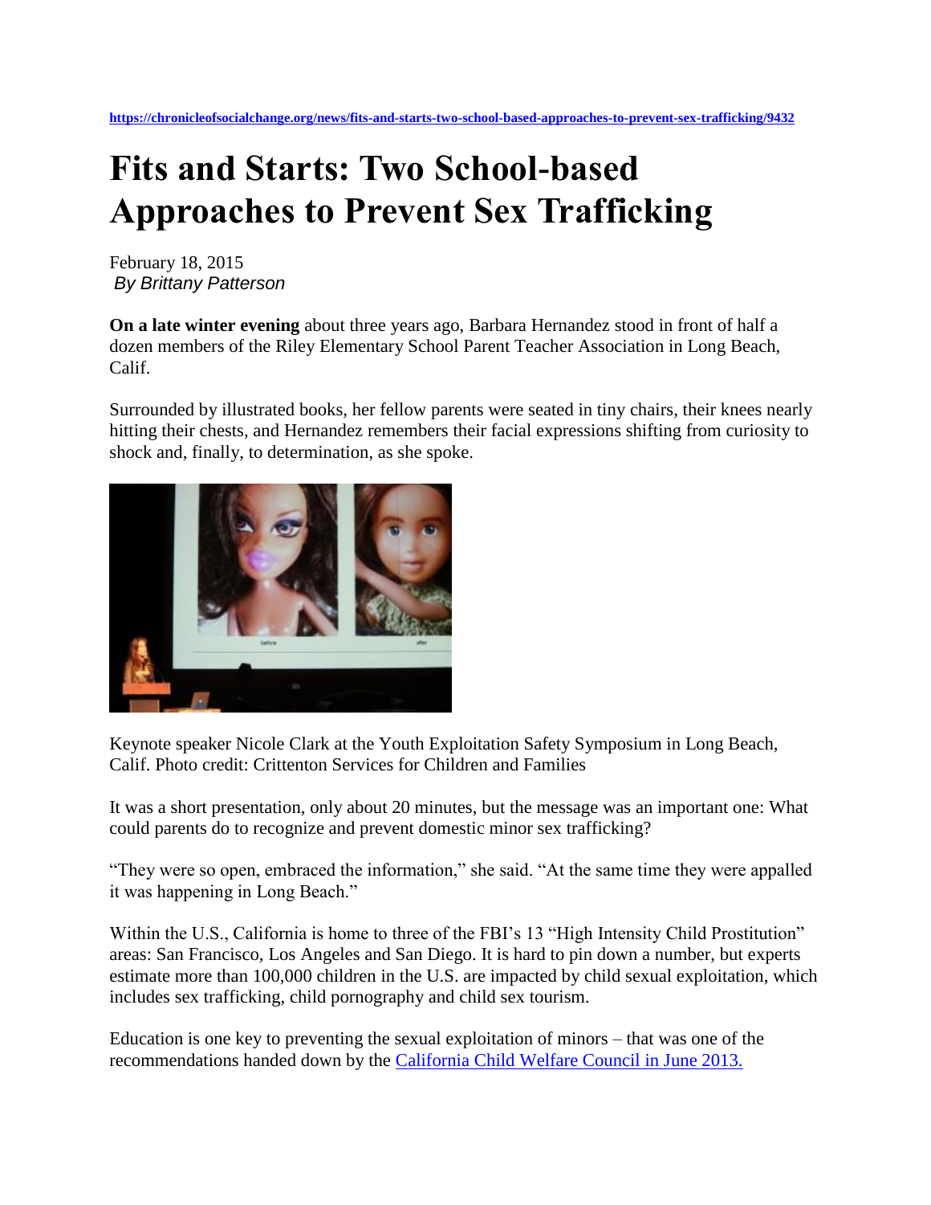https://chronicleofsocialchange.org/news/fits-and-starts-two-school-based-approaches-to-prevent-sex-trafficking/9432

# Fits and Starts: Two School-based Approaches to Prevent Sex Trafficking

February 18, 2015
*By Brittany Patterson*

**On a late winter evening** about three years ago, Barbara Hernandez stood in front of half a dozen members of the Riley Elementary School Parent Teacher Association in Long Beach, Calif.

Surrounded by illustrated books, her fellow parents were seated in tiny chairs, their knees nearly hitting their chests, and Hernandez remembers their facial expressions shifting from curiosity to shock and, finally, to determination, as she spoke.

Keynote speaker Nicole Clark at the Youth Exploitation Safety Symposium in Long Beach, Calif. Photo credit: Crittenton Services for Children and Families

It was a short presentation, only about 20 minutes, but the message was an important one: What could parents do to recognize and prevent domestic minor sex trafficking?

"They were so open, embraced the information," she said. "At the same time they were appalled it was happening in Long Beach."

Within the U.S., California is home to three of the FBI's 13 "High Intensity Child Prostitution" areas: San Francisco, Los Angeles and San Diego. It is hard to pin down a number, but experts estimate more than 100,000 children in the U.S. are impacted by child sexual exploitation, which includes sex trafficking, child pornography and child sex tourism.

Education is one key to preventing the sexual exploitation of minors – that was one of the recommendations handed down by the California Child Welfare Council in June 2013.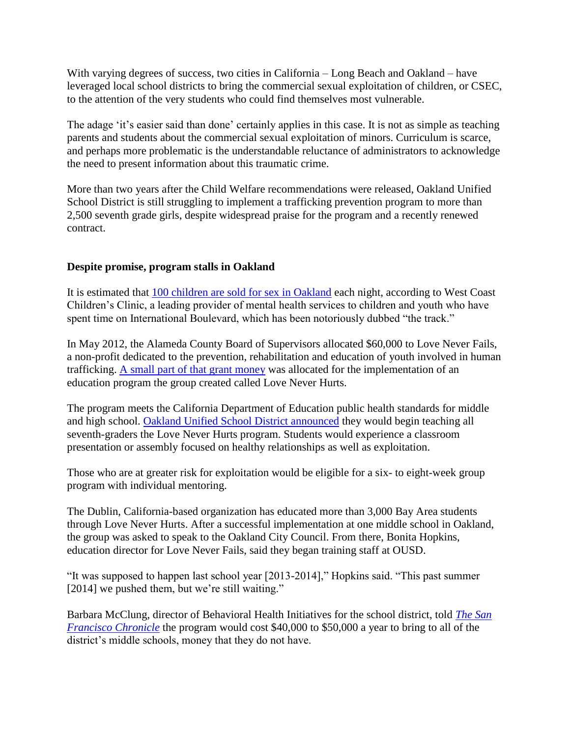With varying degrees of success, two cities in California – Long Beach and Oakland – have leveraged local school districts to bring the commercial sexual exploitation of children, or CSEC, to the attention of the very students who could find themselves most vulnerable.

The adage 'it's easier said than done' certainly applies in this case. It is not as simple as teaching parents and students about the commercial sexual exploitation of minors. Curriculum is scarce, and perhaps more problematic is the understandable reluctance of administrators to acknowledge the need to present information about this traumatic crime.

More than two years after the Child Welfare recommendations were released, Oakland Unified School District is still struggling to implement a trafficking prevention program to more than 2,500 seventh grade girls, despite widespread praise for the program and a recently renewed contract.

**Despite promise, program stalls in Oakland**

It is estimated that [100 children are sold for sex in Oakland](#) each night, according to West Coast Children's Clinic, a leading provider of mental health services to children and youth who have spent time on International Boulevard, which has been notoriously dubbed "the track."

In May 2012, the Alameda County Board of Supervisors allocated $60,000 to Love Never Fails, a non-profit dedicated to the prevention, rehabilitation and education of youth involved in human trafficking. [A small part of that grant money](#) was allocated for the implementation of an education program the group created called Love Never Hurts.

The program meets the California Department of Education public health standards for middle and high school. [Oakland Unified School District announced](#) they would begin teaching all seventh-graders the Love Never Hurts program. Students would experience a classroom presentation or assembly focused on healthy relationships as well as exploitation.

Those who are at greater risk for exploitation would be eligible for a six- to eight-week group program with individual mentoring.

The Dublin, California-based organization has educated more than 3,000 Bay Area students through Love Never Hurts. After a successful implementation at one middle school in Oakland, the group was asked to speak to the Oakland City Council. From there, Bonita Hopkins, education director for Love Never Fails, said they began training staff at OUSD.

"It was supposed to happen last school year [2013-2014]," Hopkins said. "This past summer [2014] we pushed them, but we're still waiting."

Barbara McClung, director of Behavioral Health Initiatives for the school district, told [*The San Francisco Chronicle*](#) the program would cost $40,000 to $50,000 a year to bring to all of the district's middle schools, money that they do not have.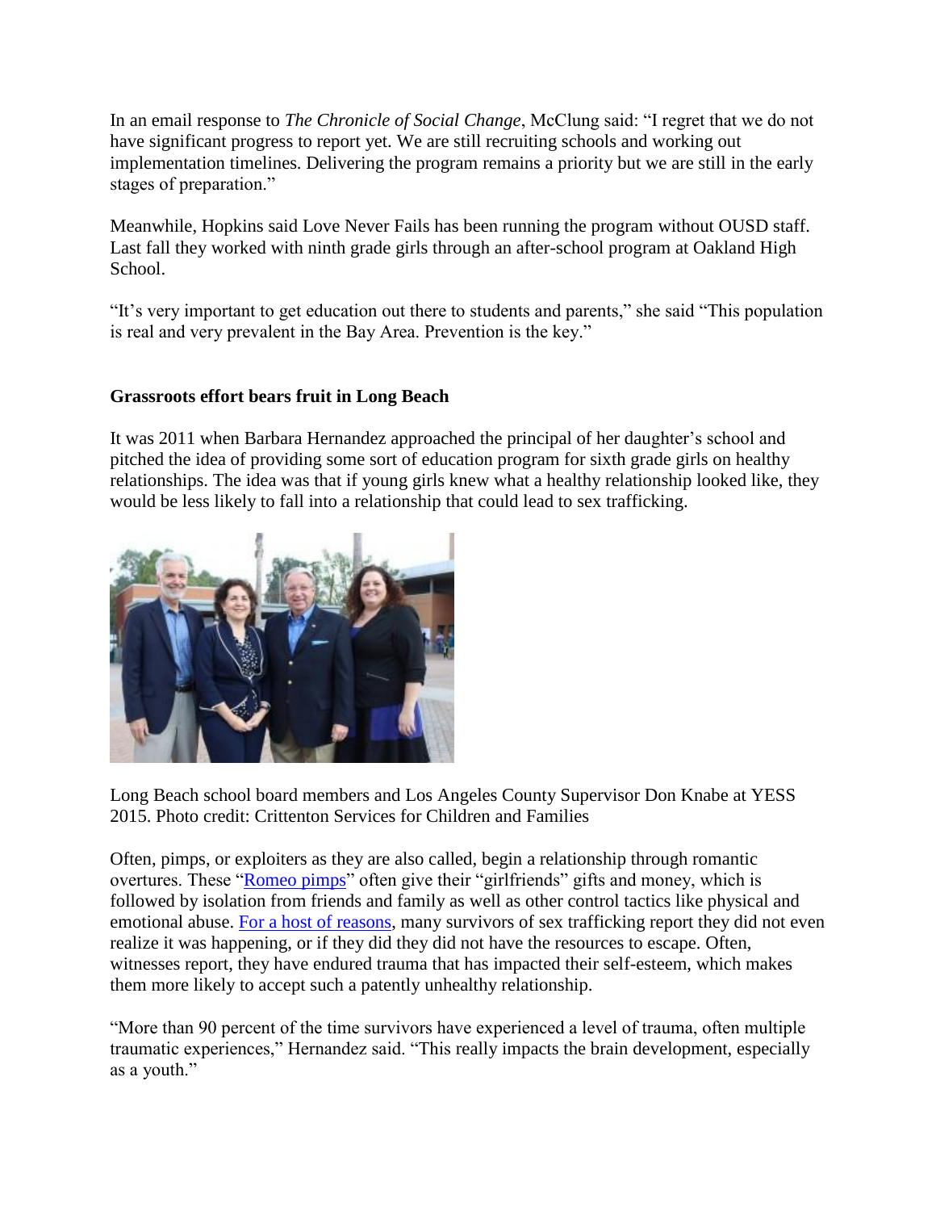In an email response to *The Chronicle of Social Change*, McClung said: "I regret that we do not have significant progress to report yet. We are still recruiting schools and working out implementation timelines. Delivering the program remains a priority but we are still in the early stages of preparation."

Meanwhile, Hopkins said Love Never Fails has been running the program without OUSD staff. Last fall they worked with ninth grade girls through an after-school program at Oakland High School.

"It's very important to get education out there to students and parents," she said "This population is real and very prevalent in the Bay Area. Prevention is the key."

**Grassroots effort bears fruit in Long Beach**

It was 2011 when Barbara Hernandez approached the principal of her daughter's school and pitched the idea of providing some sort of education program for sixth grade girls on healthy relationships. The idea was that if young girls knew what a healthy relationship looked like, they would be less likely to fall into a relationship that could lead to sex trafficking.

Long Beach school board members and Los Angeles County Supervisor Don Knabe at YESS 2015. Photo credit: Crittenton Services for Children and Families

Often, pimps, or exploiters as they are also called, begin a relationship through romantic overtures. These "Romeo pimps" often give their "girlfriends" gifts and money, which is followed by isolation from friends and family as well as other control tactics like physical and emotional abuse. For a host of reasons, many survivors of sex trafficking report they did not even realize it was happening, or if they did they did not have the resources to escape. Often, witnesses report, they have endured trauma that has impacted their self-esteem, which makes them more likely to accept such a patently unhealthy relationship.

"More than 90 percent of the time survivors have experienced a level of trauma, often multiple traumatic experiences," Hernandez said. "This really impacts the brain development, especially as a youth."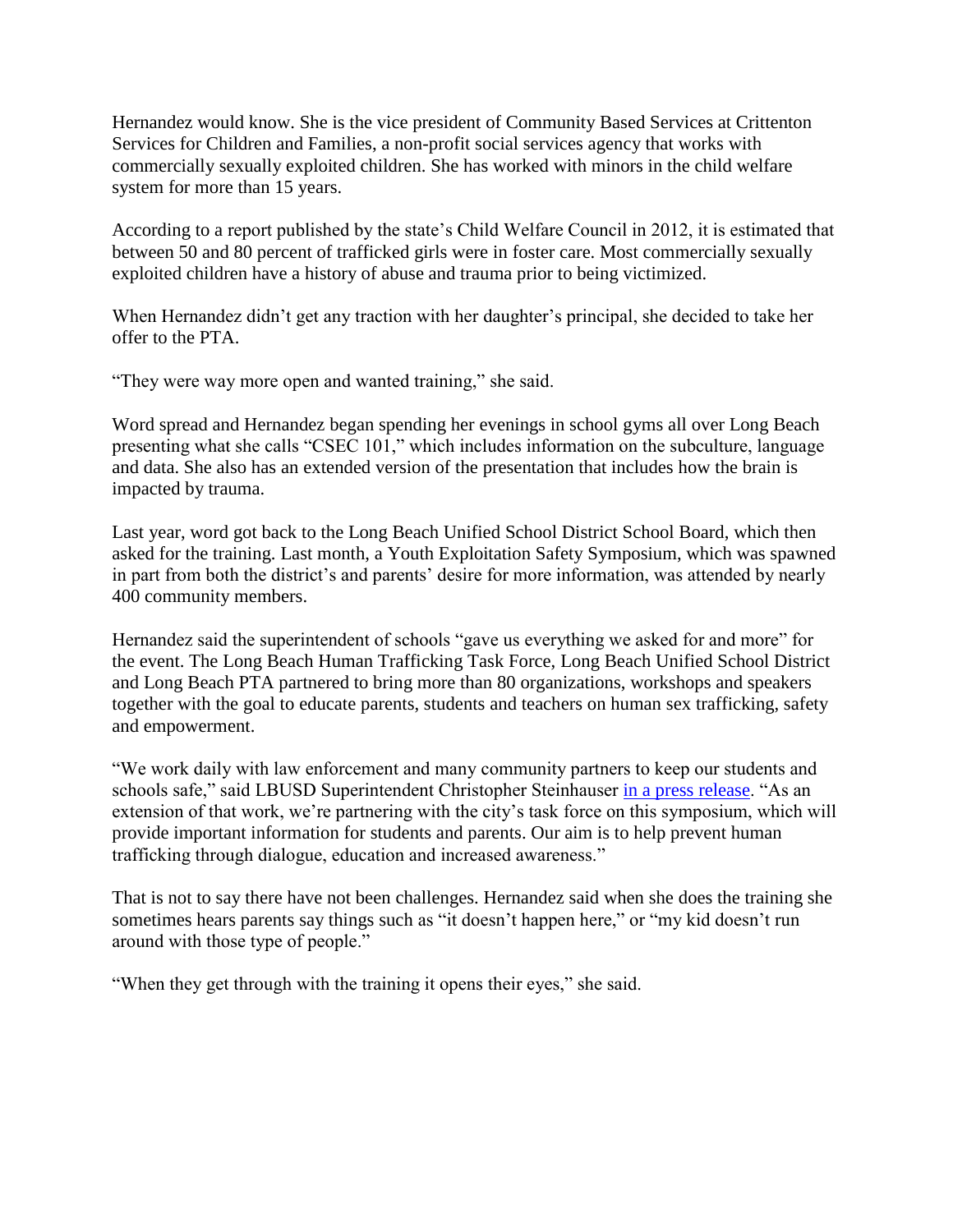Hernandez would know. She is the vice president of Community Based Services at Crittenton Services for Children and Families, a non-profit social services agency that works with commercially sexually exploited children. She has worked with minors in the child welfare system for more than 15 years.

According to a report published by the state's Child Welfare Council in 2012, it is estimated that between 50 and 80 percent of trafficked girls were in foster care. Most commercially sexually exploited children have a history of abuse and trauma prior to being victimized.

When Hernandez didn't get any traction with her daughter's principal, she decided to take her offer to the PTA.

"They were way more open and wanted training," she said.

Word spread and Hernandez began spending her evenings in school gyms all over Long Beach presenting what she calls "CSEC 101," which includes information on the subculture, language and data. She also has an extended version of the presentation that includes how the brain is impacted by trauma.

Last year, word got back to the Long Beach Unified School District School Board, which then asked for the training. Last month, a Youth Exploitation Safety Symposium, which was spawned in part from both the district's and parents' desire for more information, was attended by nearly 400 community members.

Hernandez said the superintendent of schools "gave us everything we asked for and more" for the event. The Long Beach Human Trafficking Task Force, Long Beach Unified School District and Long Beach PTA partnered to bring more than 80 organizations, workshops and speakers together with the goal to educate parents, students and teachers on human sex trafficking, safety and empowerment.

"We work daily with law enforcement and many community partners to keep our students and schools safe," said LBUSD Superintendent Christopher Steinhauser in a press release. "As an extension of that work, we're partnering with the city's task force on this symposium, which will provide important information for students and parents. Our aim is to help prevent human trafficking through dialogue, education and increased awareness."

That is not to say there have not been challenges. Hernandez said when she does the training she sometimes hears parents say things such as "it doesn't happen here," or "my kid doesn't run around with those type of people."

"When they get through with the training it opens their eyes," she said.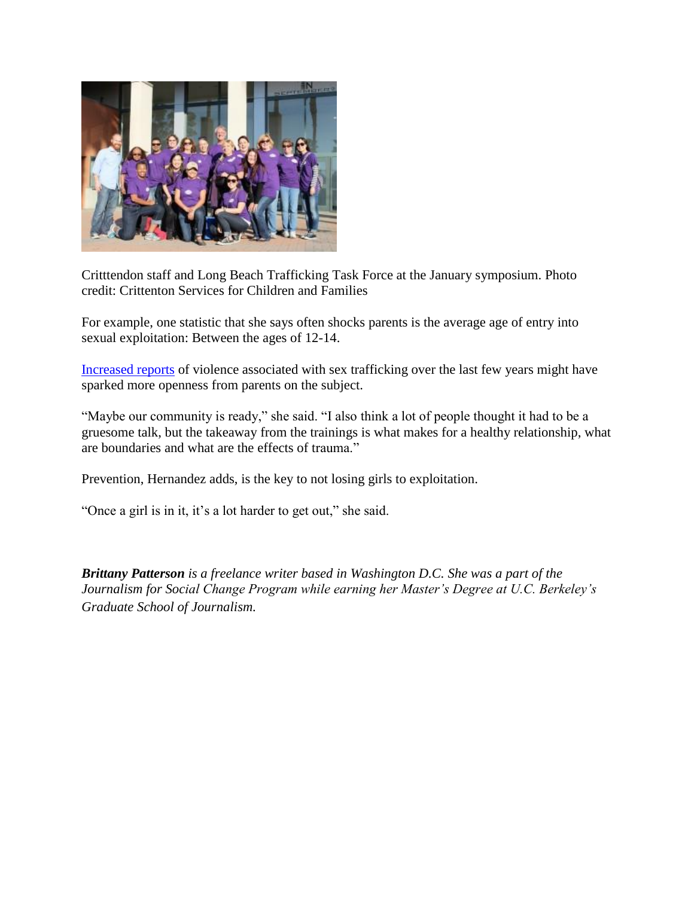Critttendon staff and Long Beach Trafficking Task Force at the January symposium. Photo credit: Crittenton Services for Children and Families

For example, one statistic that she says often shocks parents is the average age of entry into sexual exploitation: Between the ages of 12-14.

Increased reports of violence associated with sex trafficking over the last few years might have sparked more openness from parents on the subject.

"Maybe our community is ready," she said. "I also think a lot of people thought it had to be a gruesome talk, but the takeaway from the trainings is what makes for a healthy relationship, what are boundaries and what are the effects of trauma."

Prevention, Hernandez adds, is the key to not losing girls to exploitation.

"Once a girl is in it, it's a lot harder to get out," she said.

***Brittany Patterson** is a freelance writer based in Washington D.C. She was a part of the Journalism for Social Change Program while earning her Master's Degree at U.C. Berkeley's Graduate School of Journalism.*